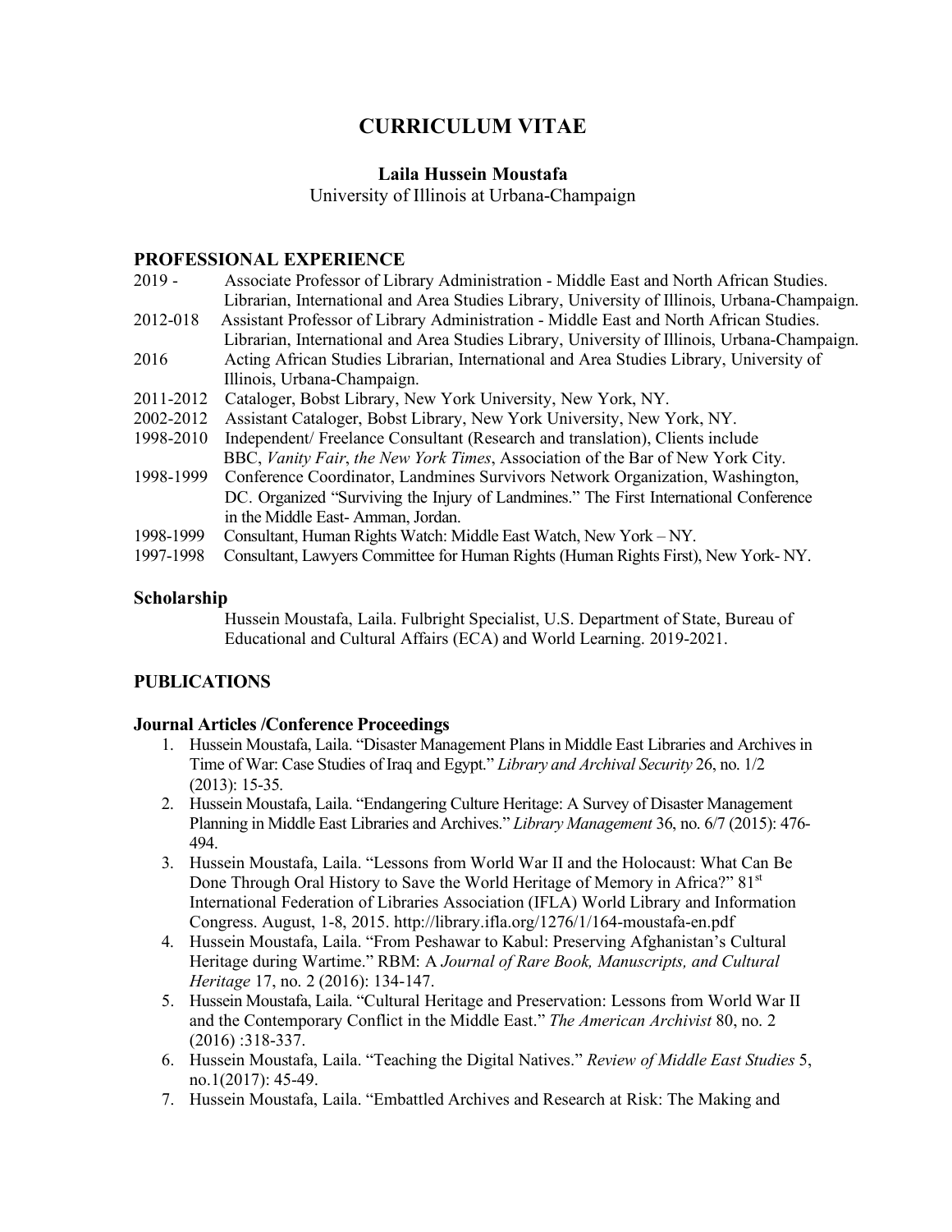# CURRICULUM VITAE

**Laila Hussein Moustafa**

University of Illinois at Urbana-Champaign

## PROFESSIONAL EXPERIENCE

2019 - Associate Professor of Library Administration - Middle East and North African Studies. Librarian, International and Area Studies Library, University of Illinois, Urbana-Champaign.

2012-018 Assistant Professor of Library Administration - Middle East and North African Studies. Librarian, International and Area Studies Library, University of Illinois, Urbana-Champaign.

2016 Acting African Studies Librarian, International and Area Studies Library, University of Illinois, Urbana-Champaign.

2011-2012 Cataloger, Bobst Library, New York University, New York, NY.

2002-2012 Assistant Cataloger, Bobst Library, New York University, New York, NY.

1998-2010 Independent/ Freelance Consultant (Research and translation), Clients include BBC, *Vanity Fair*, *the New York Times*, Association of the Bar of New York City.

1998-1999 Conference Coordinator, Landmines Survivors Network Organization, Washington, DC. Organized "Surviving the Injury of Landmines." The First International Conference in the Middle East- Amman, Jordan.

1998-1999 Consultant, Human Rights Watch: Middle East Watch, New York – NY.

1997-1998 Consultant, Lawyers Committee for Human Rights (Human Rights First), New York- NY.

### Scholarship

Hussein Moustafa, Laila. Fulbright Specialist, U.S. Department of State, Bureau of Educational and Cultural Affairs (ECA) and World Learning. 2019-2021.

## PUBLICATIONS

### Journal Articles /Conference Proceedings

1. Hussein Moustafa, Laila. "Disaster Management Plans in Middle East Libraries and Archives in Time of War: Case Studies of Iraq and Egypt." *Library and Archival Security* 26, no. 1/2 (2013): 15-35.
2. Hussein Moustafa, Laila. "Endangering Culture Heritage: A Survey of Disaster Management Planning in Middle East Libraries and Archives." *Library Management* 36, no. 6/7 (2015): 476-494.
3. Hussein Moustafa, Laila. "Lessons from World War II and the Holocaust: What Can Be Done Through Oral History to Save the World Heritage of Memory in Africa?" 81st International Federation of Libraries Association (IFLA) World Library and Information Congress. August, 1-8, 2015. http://library.ifla.org/1276/1/164-moustafa-en.pdf
4. Hussein Moustafa, Laila. "From Peshawar to Kabul: Preserving Afghanistan's Cultural Heritage during Wartime." RBM: A *Journal of Rare Book, Manuscripts, and Cultural Heritage* 17, no. 2 (2016): 134-147.
5. Hussein Moustafa, Laila. "Cultural Heritage and Preservation: Lessons from World War II and the Contemporary Conflict in the Middle East." *The American Archivist* 80, no. 2 (2016) :318-337.
6. Hussein Moustafa, Laila. "Teaching the Digital Natives." *Review of Middle East Studies* 5, no.1(2017): 45-49.
7. Hussein Moustafa, Laila. "Embattled Archives and Research at Risk: The Making and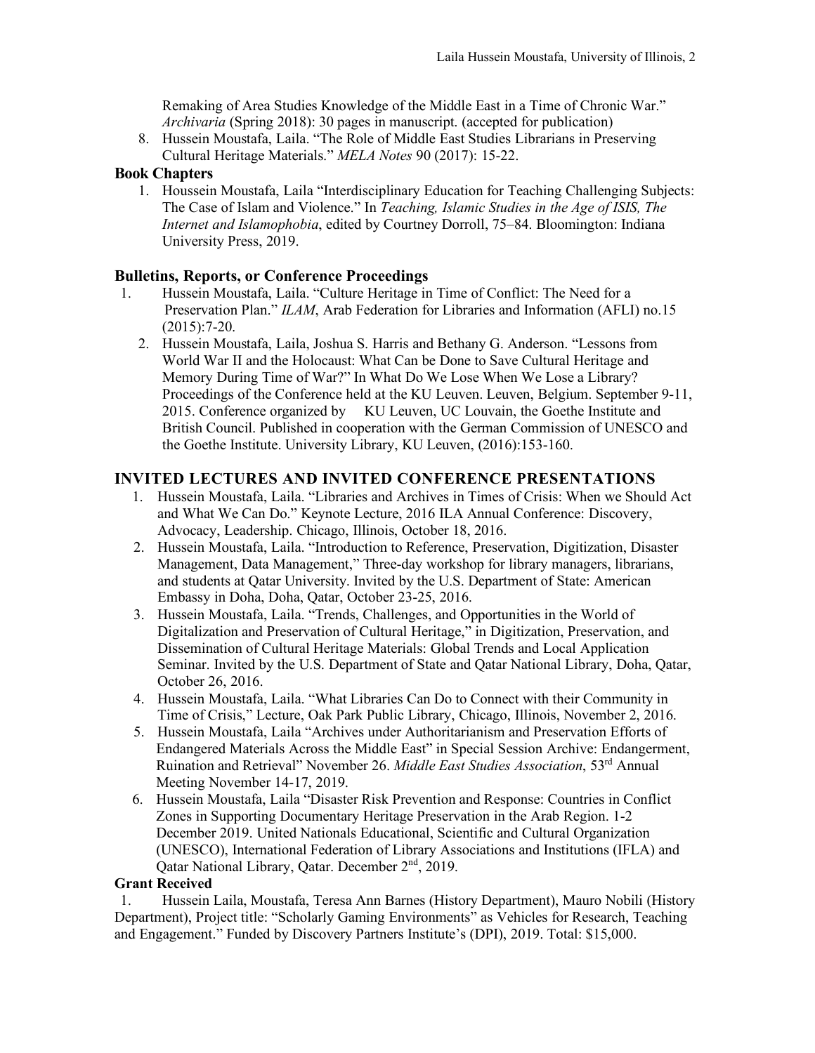Remaking of Area Studies Knowledge of the Middle East in a Time of Chronic War." *Archivaria* (Spring 2018): 30 pages in manuscript. (accepted for publication)

8. Hussein Moustafa, Laila. "The Role of Middle East Studies Librarians in Preserving Cultural Heritage Materials." *MELA Notes* 90 (2017): 15-22.

### Book Chapters

1. Houssein Moustafa, Laila "Interdisciplinary Education for Teaching Challenging Subjects: The Case of Islam and Violence." In *Teaching, Islamic Studies in the Age of ISIS, The Internet and Islamophobia*, edited by Courtney Dorroll, 75–84. Bloomington: Indiana University Press, 2019.

### Bulletins, Reports, or Conference Proceedings

1. Hussein Moustafa, Laila. "Culture Heritage in Time of Conflict: The Need for a Preservation Plan." *ILAM*, Arab Federation for Libraries and Information (AFLI) no.15 (2015):7-20.
2. Hussein Moustafa, Laila, Joshua S. Harris and Bethany G. Anderson. "Lessons from World War II and the Holocaust: What Can be Done to Save Cultural Heritage and Memory During Time of War?" In What Do We Lose When We Lose a Library? Proceedings of the Conference held at the KU Leuven. Leuven, Belgium. September 9-11, 2015. Conference organized by KU Leuven, UC Louvain, the Goethe Institute and British Council. Published in cooperation with the German Commission of UNESCO and the Goethe Institute. University Library, KU Leuven, (2016):153-160.

## INVITED LECTURES AND INVITED CONFERENCE PRESENTATIONS

1. Hussein Moustafa, Laila. "Libraries and Archives in Times of Crisis: When we Should Act and What We Can Do." Keynote Lecture, 2016 ILA Annual Conference: Discovery, Advocacy, Leadership. Chicago, Illinois, October 18, 2016.
2. Hussein Moustafa, Laila. "Introduction to Reference, Preservation, Digitization, Disaster Management, Data Management," Three-day workshop for library managers, librarians, and students at Qatar University. Invited by the U.S. Department of State: American Embassy in Doha, Doha, Qatar, October 23-25, 2016.
3. Hussein Moustafa, Laila. "Trends, Challenges, and Opportunities in the World of Digitalization and Preservation of Cultural Heritage," in Digitization, Preservation, and Dissemination of Cultural Heritage Materials: Global Trends and Local Application Seminar. Invited by the U.S. Department of State and Qatar National Library, Doha, Qatar, October 26, 2016.
4. Hussein Moustafa, Laila. "What Libraries Can Do to Connect with their Community in Time of Crisis," Lecture, Oak Park Public Library, Chicago, Illinois, November 2, 2016.
5. Hussein Moustafa, Laila "Archives under Authoritarianism and Preservation Efforts of Endangered Materials Across the Middle East" in Special Session Archive: Endangerment, Ruination and Retrieval" November 26. *Middle East Studies Association*, 53rd Annual Meeting November 14-17, 2019.
6. Hussein Moustafa, Laila "Disaster Risk Prevention and Response: Countries in Conflict Zones in Supporting Documentary Heritage Preservation in the Arab Region. 1-2 December 2019. United Nationals Educational, Scientific and Cultural Organization (UNESCO), International Federation of Library Associations and Institutions (IFLA) and Qatar National Library, Qatar. December 2nd, 2019.

### Grant Received

1. Hussein Laila, Moustafa, Teresa Ann Barnes (History Department), Mauro Nobili (History Department), Project title: "Scholarly Gaming Environments" as Vehicles for Research, Teaching and Engagement." Funded by Discovery Partners Institute's (DPI), 2019. Total: $15,000.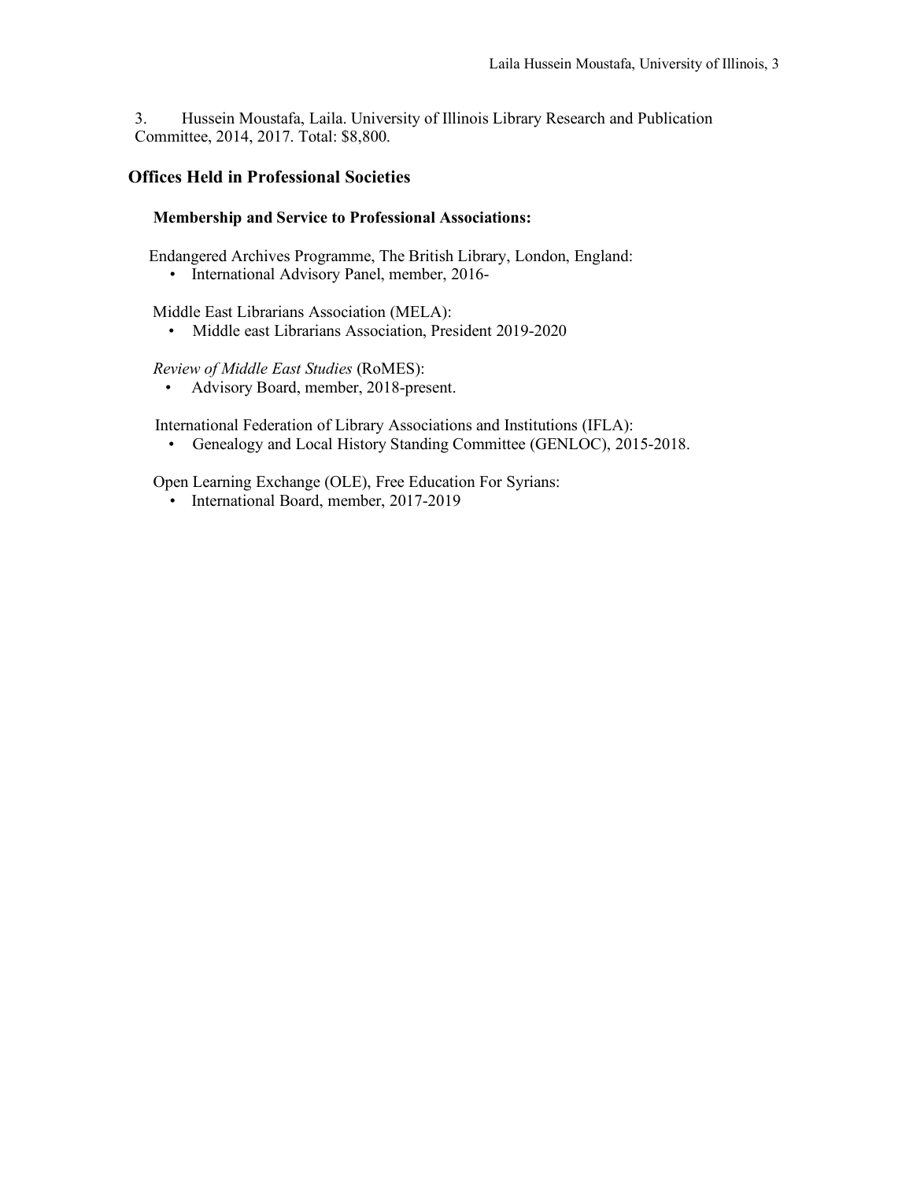3. Hussein Moustafa, Laila. University of Illinois Library Research and Publication Committee, 2014, 2017. Total: $8,800.

## Offices Held in Professional Societies

### Membership and Service to Professional Associations:

Endangered Archives Programme, The British Library, London, England:

- International Advisory Panel, member, 2016-

Middle East Librarians Association (MELA):

- Middle east Librarians Association, President 2019-2020

*Review of Middle East Studies* (RoMES):

- Advisory Board, member, 2018-present.

International Federation of Library Associations and Institutions (IFLA):

- Genealogy and Local History Standing Committee (GENLOC), 2015-2018.

Open Learning Exchange (OLE), Free Education For Syrians:

- International Board, member, 2017-2019